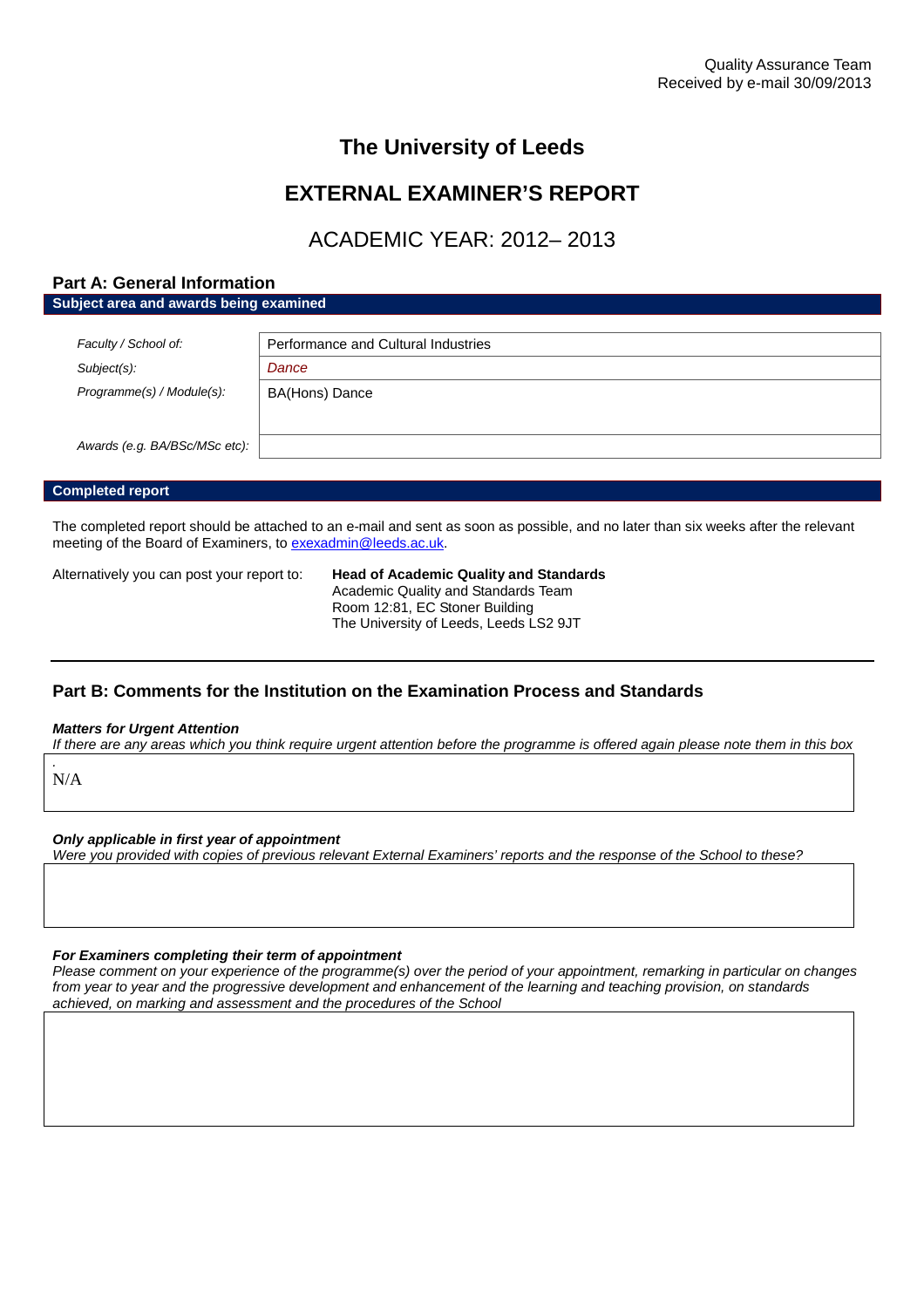Quality Assurance Team
Received by e-mail 30/09/2013

# The University of Leeds

# EXTERNAL EXAMINER'S REPORT

## ACADEMIC YEAR: 2012– 2013

## Part A: General Information

**Subject area and awards being examined**

| | |
|---|---|
| *Faculty / School of:* | Performance and Cultural Industries |
| *Subject(s):* | *Dance* |
| *Programme(s) / Module(s):* | BA(Hons) Dance |
| *Awards (e.g. BA/BSc/MSc etc):* | |

**Completed report**

The completed report should be attached to an e-mail and sent as soon as possible, and no later than six weeks after the relevant meeting of the Board of Examiners, to exexadmin@leeds.ac.uk.

Alternatively you can post your report to:

**Head of Academic Quality and Standards**
Academic Quality and Standards Team
Room 12:81, EC Stoner Building
The University of Leeds, Leeds LS2 9JT

## Part B: Comments for the Institution on the Examination Process and Standards

***Matters for Urgent Attention***

*If there are any areas which you think require urgent attention before the programme is offered again please note them in this box*

N/A

***Only applicable in first year of appointment***

*Were you provided with copies of previous relevant External Examiners' reports and the response of the School to these?*

***For Examiners completing their term of appointment***

*Please comment on your experience of the programme(s) over the period of your appointment, remarking in particular on changes from year to year and the progressive development and enhancement of the learning and teaching provision, on standards achieved, on marking and assessment and the procedures of the School*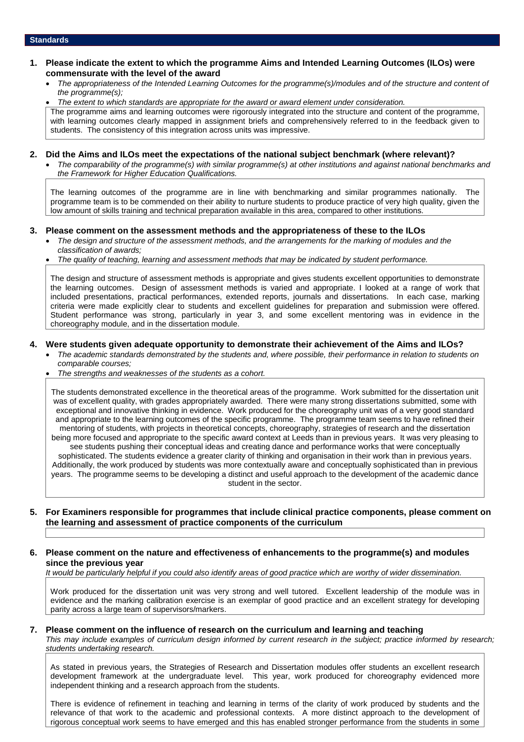## Standards

**1. Please indicate the extent to which the programme Aims and Intended Learning Outcomes (ILOs) were commensurate with the level of the award**

- *The appropriateness of the Intended Learning Outcomes for the programme(s)/modules and of the structure and content of the programme(s);*
- *The extent to which standards are appropriate for the award or award element under consideration.*

The programme aims and learning outcomes were rigorously integrated into the structure and content of the programme, with learning outcomes clearly mapped in assignment briefs and comprehensively referred to in the feedback given to students. The consistency of this integration across units was impressive.

**2. Did the Aims and ILOs meet the expectations of the national subject benchmark (where relevant)?**

- *The comparability of the programme(s) with similar programme(s) at other institutions and against national benchmarks and the Framework for Higher Education Qualifications.*

The learning outcomes of the programme are in line with benchmarking and similar programmes nationally. The programme team is to be commended on their ability to nurture students to produce practice of very high quality, given the low amount of skills training and technical preparation available in this area, compared to other institutions.

**3. Please comment on the assessment methods and the appropriateness of these to the ILOs**

- *The design and structure of the assessment methods, and the arrangements for the marking of modules and the classification of awards;*
- *The quality of teaching, learning and assessment methods that may be indicated by student performance.*

The design and structure of assessment methods is appropriate and gives students excellent opportunities to demonstrate the learning outcomes. Design of assessment methods is varied and appropriate. I looked at a range of work that included presentations, practical performances, extended reports, journals and dissertations. In each case, marking criteria were made explicitly clear to students and excellent guidelines for preparation and submission were offered. Student performance was strong, particularly in year 3, and some excellent mentoring was in evidence in the choreography module, and in the dissertation module.

**4. Were students given adequate opportunity to demonstrate their achievement of the Aims and ILOs?**

- *The academic standards demonstrated by the students and, where possible, their performance in relation to students on comparable courses;*
- *The strengths and weaknesses of the students as a cohort.*

The students demonstrated excellence in the theoretical areas of the programme. Work submitted for the dissertation unit was of excellent quality, with grades appropriately awarded. There were many strong dissertations submitted, some with exceptional and innovative thinking in evidence. Work produced for the choreography unit was of a very good standard and appropriate to the learning outcomes of the specific programme. The programme team seems to have refined their mentoring of students, with projects in theoretical concepts, choreography, strategies of research and the dissertation being more focused and appropriate to the specific award context at Leeds than in previous years. It was very pleasing to see students pushing their conceptual ideas and creating dance and performance works that were conceptually sophisticated. The students evidence a greater clarity of thinking and organisation in their work than in previous years. Additionally, the work produced by students was more contextually aware and conceptually sophisticated than in previous years. The programme seems to be developing a distinct and useful approach to the development of the academic dance student in the sector.

**5. For Examiners responsible for programmes that include clinical practice components, please comment on the learning and assessment of practice components of the curriculum**

**6. Please comment on the nature and effectiveness of enhancements to the programme(s) and modules since the previous year**

*It would be particularly helpful if you could also identify areas of good practice which are worthy of wider dissemination.*

Work produced for the dissertation unit was very strong and well tutored. Excellent leadership of the module was in evidence and the marking calibration exercise is an exemplar of good practice and an excellent strategy for developing parity across a large team of supervisors/markers.

**7. Please comment on the influence of research on the curriculum and learning and teaching**

*This may include examples of curriculum design informed by current research in the subject; practice informed by research; students undertaking research.*

As stated in previous years, the Strategies of Research and Dissertation modules offer students an excellent research development framework at the undergraduate level. This year, work produced for choreography evidenced more independent thinking and a research approach from the students.

There is evidence of refinement in teaching and learning in terms of the clarity of work produced by students and the relevance of that work to the academic and professional contexts. A more distinct approach to the development of rigorous conceptual work seems to have emerged and this has enabled stronger performance from the students in some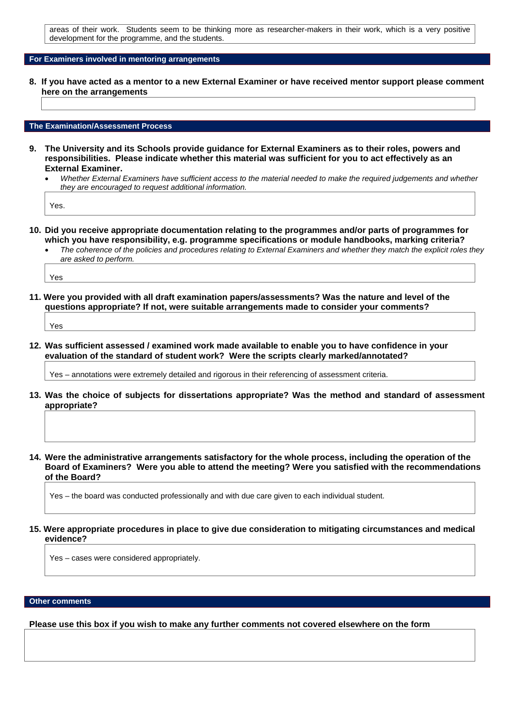areas of their work. Students seem to be thinking more as researcher-makers in their work, which is a very positive development for the programme, and the students.

## For Examiners involved in mentoring arrangements

**8. If you have acted as a mentor to a new External Examiner or have received mentor support please comment here on the arrangements**

## The Examination/Assessment Process

**9. The University and its Schools provide guidance for External Examiners as to their roles, powers and responsibilities. Please indicate whether this material was sufficient for you to act effectively as an External Examiner.**

- *Whether External Examiners have sufficient access to the material needed to make the required judgements and whether they are encouraged to request additional information.*

Yes.

**10. Did you receive appropriate documentation relating to the programmes and/or parts of programmes for which you have responsibility, e.g. programme specifications or module handbooks, marking criteria?**

- *The coherence of the policies and procedures relating to External Examiners and whether they match the explicit roles they are asked to perform.*

Yes

**11. Were you provided with all draft examination papers/assessments? Was the nature and level of the questions appropriate? If not, were suitable arrangements made to consider your comments?**

Yes

**12. Was sufficient assessed / examined work made available to enable you to have confidence in your evaluation of the standard of student work? Were the scripts clearly marked/annotated?**

Yes – annotations were extremely detailed and rigorous in their referencing of assessment criteria.

**13. Was the choice of subjects for dissertations appropriate? Was the method and standard of assessment appropriate?**

**14. Were the administrative arrangements satisfactory for the whole process, including the operation of the Board of Examiners? Were you able to attend the meeting? Were you satisfied with the recommendations of the Board?**

Yes – the board was conducted professionally and with due care given to each individual student.

**15. Were appropriate procedures in place to give due consideration to mitigating circumstances and medical evidence?**

Yes – cases were considered appropriately.

## Other comments

**Please use this box if you wish to make any further comments not covered elsewhere on the form**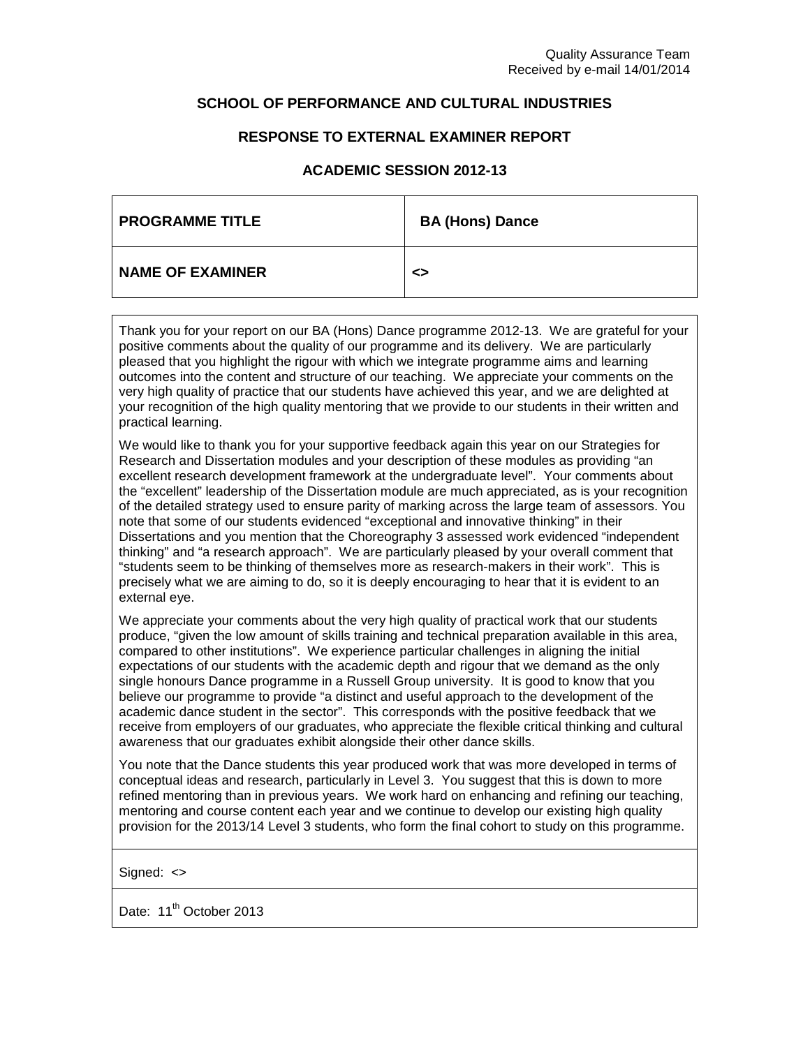Quality Assurance Team
Received by e-mail 14/01/2014

# SCHOOL OF PERFORMANCE AND CULTURAL INDUSTRIES

## RESPONSE TO EXTERNAL EXAMINER REPORT

## ACADEMIC SESSION 2012-13

| | |
|---|---|
| **PROGRAMME TITLE** | **BA (Hons) Dance** |
| **NAME OF EXAMINER** | **<>** |

Thank you for your report on our BA (Hons) Dance programme 2012-13. We are grateful for your positive comments about the quality of our programme and its delivery. We are particularly pleased that you highlight the rigour with which we integrate programme aims and learning outcomes into the content and structure of our teaching. We appreciate your comments on the very high quality of practice that our students have achieved this year, and we are delighted at your recognition of the high quality mentoring that we provide to our students in their written and practical learning.

We would like to thank you for your supportive feedback again this year on our Strategies for Research and Dissertation modules and your description of these modules as providing "an excellent research development framework at the undergraduate level". Your comments about the "excellent" leadership of the Dissertation module are much appreciated, as is your recognition of the detailed strategy used to ensure parity of marking across the large team of assessors. You note that some of our students evidenced "exceptional and innovative thinking" in their Dissertations and you mention that the Choreography 3 assessed work evidenced "independent thinking" and "a research approach". We are particularly pleased by your overall comment that "students seem to be thinking of themselves more as research-makers in their work". This is precisely what we are aiming to do, so it is deeply encouraging to hear that it is evident to an external eye.

We appreciate your comments about the very high quality of practical work that our students produce, "given the low amount of skills training and technical preparation available in this area, compared to other institutions". We experience particular challenges in aligning the initial expectations of our students with the academic depth and rigour that we demand as the only single honours Dance programme in a Russell Group university. It is good to know that you believe our programme to provide "a distinct and useful approach to the development of the academic dance student in the sector". This corresponds with the positive feedback that we receive from employers of our graduates, who appreciate the flexible critical thinking and cultural awareness that our graduates exhibit alongside their other dance skills.

You note that the Dance students this year produced work that was more developed in terms of conceptual ideas and research, particularly in Level 3. You suggest that this is down to more refined mentoring than in previous years. We work hard on enhancing and refining our teaching, mentoring and course content each year and we continue to develop our existing high quality provision for the 2013/14 Level 3 students, who form the final cohort to study on this programme.

Signed: <>

Date: 11th October 2013